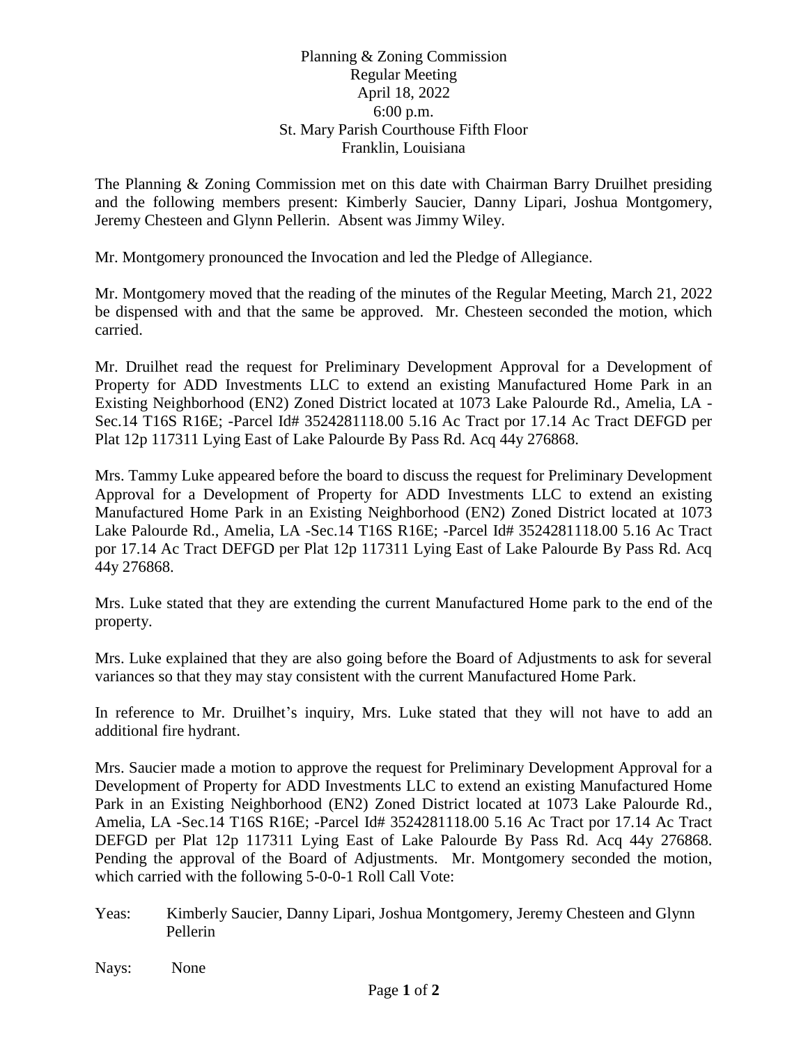Planning & Zoning Commission
Regular Meeting
April 18, 2022
6:00 p.m.
St. Mary Parish Courthouse Fifth Floor
Franklin, Louisiana

The Planning & Zoning Commission met on this date with Chairman Barry Druilhet presiding and the following members present: Kimberly Saucier, Danny Lipari, Joshua Montgomery, Jeremy Chesteen and Glynn Pellerin. Absent was Jimmy Wiley.

Mr. Montgomery pronounced the Invocation and led the Pledge of Allegiance.

Mr. Montgomery moved that the reading of the minutes of the Regular Meeting, March 21, 2022 be dispensed with and that the same be approved. Mr. Chesteen seconded the motion, which carried.

Mr. Druilhet read the request for Preliminary Development Approval for a Development of Property for ADD Investments LLC to extend an existing Manufactured Home Park in an Existing Neighborhood (EN2) Zoned District located at 1073 Lake Palourde Rd., Amelia, LA -Sec.14 T16S R16E; -Parcel Id# 3524281118.00 5.16 Ac Tract por 17.14 Ac Tract DEFGD per Plat 12p 117311 Lying East of Lake Palourde By Pass Rd. Acq 44y 276868.

Mrs. Tammy Luke appeared before the board to discuss the request for Preliminary Development Approval for a Development of Property for ADD Investments LLC to extend an existing Manufactured Home Park in an Existing Neighborhood (EN2) Zoned District located at 1073 Lake Palourde Rd., Amelia, LA -Sec.14 T16S R16E; -Parcel Id# 3524281118.00 5.16 Ac Tract por 17.14 Ac Tract DEFGD per Plat 12p 117311 Lying East of Lake Palourde By Pass Rd. Acq 44y 276868.

Mrs. Luke stated that they are extending the current Manufactured Home park to the end of the property.

Mrs. Luke explained that they are also going before the Board of Adjustments to ask for several variances so that they may stay consistent with the current Manufactured Home Park.

In reference to Mr. Druilhet's inquiry, Mrs. Luke stated that they will not have to add an additional fire hydrant.

Mrs. Saucier made a motion to approve the request for Preliminary Development Approval for a Development of Property for ADD Investments LLC to extend an existing Manufactured Home Park in an Existing Neighborhood (EN2) Zoned District located at 1073 Lake Palourde Rd., Amelia, LA -Sec.14 T16S R16E; -Parcel Id# 3524281118.00 5.16 Ac Tract por 17.14 Ac Tract DEFGD per Plat 12p 117311 Lying East of Lake Palourde By Pass Rd. Acq 44y 276868. Pending the approval of the Board of Adjustments. Mr. Montgomery seconded the motion, which carried with the following 5-0-0-1 Roll Call Vote:

Yeas: Kimberly Saucier, Danny Lipari, Joshua Montgomery, Jeremy Chesteen and Glynn Pellerin

Nays: None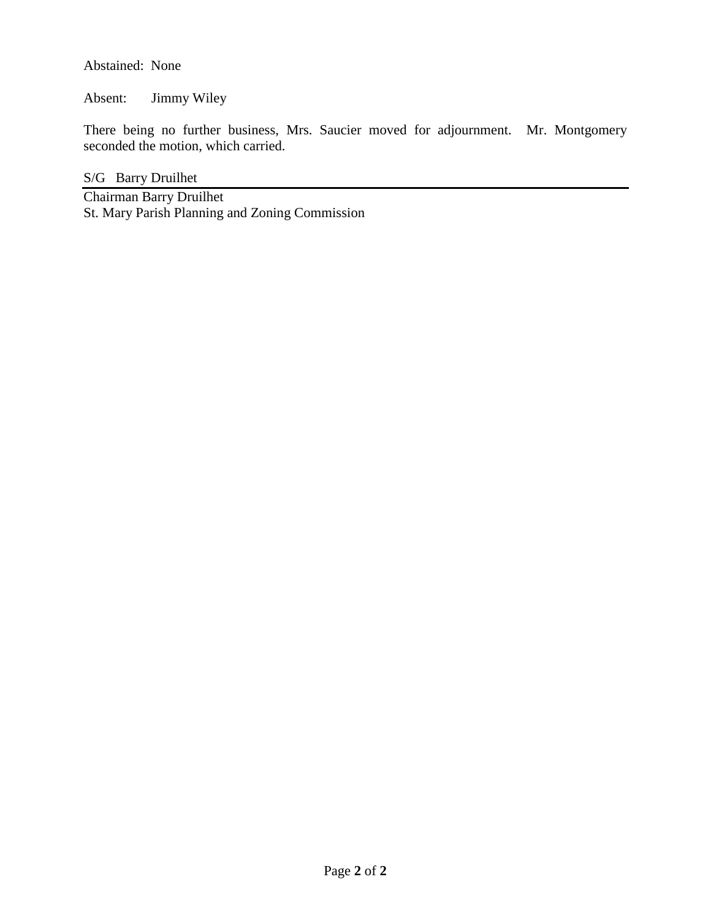Abstained: None

Absent: Jimmy Wiley

There being no further business, Mrs. Saucier moved for adjournment. Mr. Montgomery seconded the motion, which carried.

S/G Barry Druilhet

---

Chairman Barry Druilhet
St. Mary Parish Planning and Zoning Commission